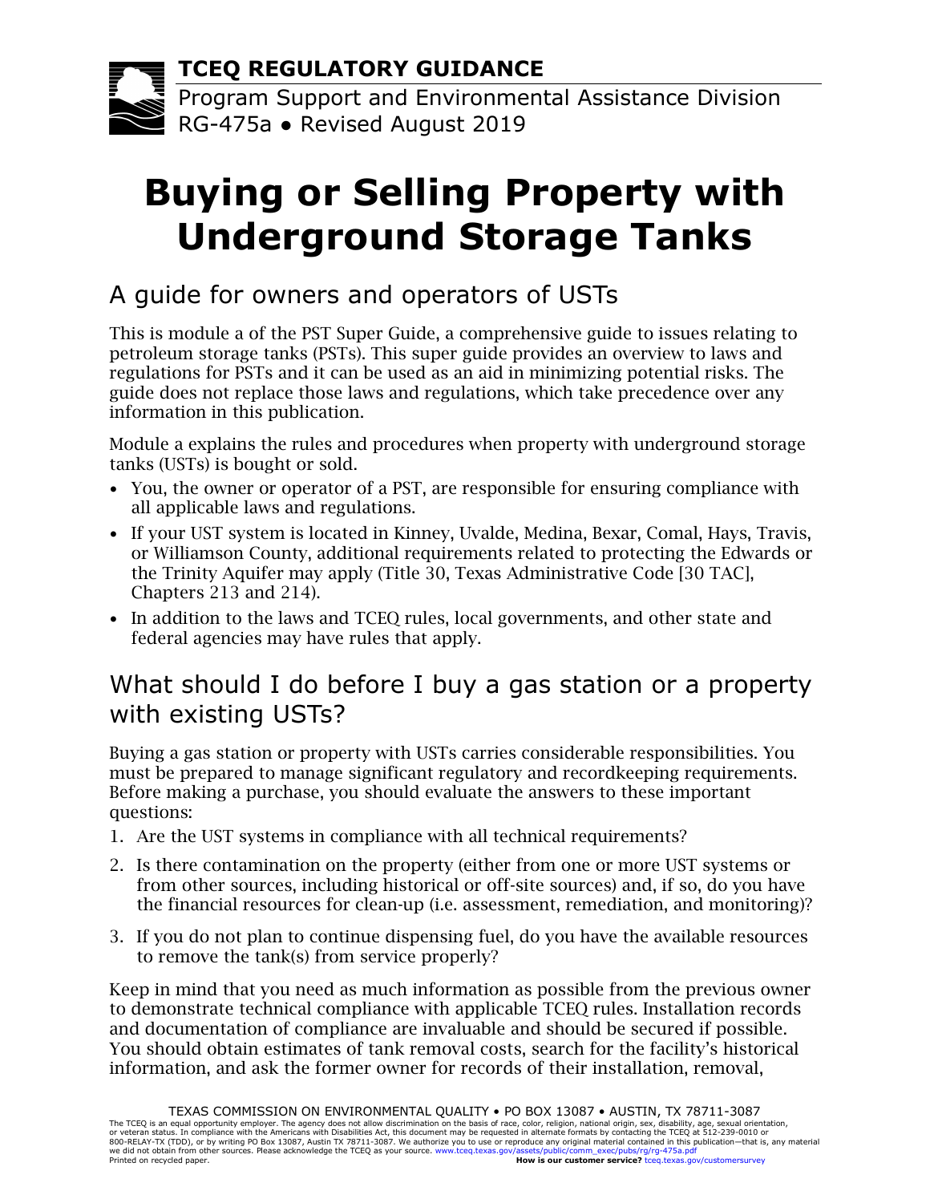**TCEQ REGULATORY GUIDANCE**

Program Support and Environmental Assistance Division
RG-475a • Revised August 2019

# Buying or Selling Property with Underground Storage Tanks

## A guide for owners and operators of USTs

This is module a of the PST Super Guide, a comprehensive guide to issues relating to petroleum storage tanks (PSTs). This super guide provides an overview to laws and regulations for PSTs and it can be used as an aid in minimizing potential risks. The guide does not replace those laws and regulations, which take precedence over any information in this publication.

Module a explains the rules and procedures when property with underground storage tanks (USTs) is bought or sold.

- You, the owner or operator of a PST, are responsible for ensuring compliance with all applicable laws and regulations.
- If your UST system is located in Kinney, Uvalde, Medina, Bexar, Comal, Hays, Travis, or Williamson County, additional requirements related to protecting the Edwards or the Trinity Aquifer may apply (Title 30, Texas Administrative Code [30 TAC], Chapters 213 and 214).
- In addition to the laws and TCEQ rules, local governments, and other state and federal agencies may have rules that apply.

## What should I do before I buy a gas station or a property with existing USTs?

Buying a gas station or property with USTs carries considerable responsibilities. You must be prepared to manage significant regulatory and recordkeeping requirements. Before making a purchase, you should evaluate the answers to these important questions:

1. Are the UST systems in compliance with all technical requirements?
2. Is there contamination on the property (either from one or more UST systems or from other sources, including historical or off-site sources) and, if so, do you have the financial resources for clean-up (i.e. assessment, remediation, and monitoring)?
3. If you do not plan to continue dispensing fuel, do you have the available resources to remove the tank(s) from service properly?

Keep in mind that you need as much information as possible from the previous owner to demonstrate technical compliance with applicable TCEQ rules. Installation records and documentation of compliance are invaluable and should be secured if possible. You should obtain estimates of tank removal costs, search for the facility's historical information, and ask the former owner for records of their installation, removal,

TEXAS COMMISSION ON ENVIRONMENTAL QUALITY • PO BOX 13087 • AUSTIN, TX 78711-3087

The TCEQ is an equal opportunity employer. The agency does not allow discrimination on the basis of race, color, religion, national origin, sex, disability, age, sexual orientation, or veteran status. In compliance with the Americans with Disabilities Act, this document may be requested in alternate formats by contacting the TCEQ at 512-239-0010 or 800-RELAY-TX (TDD), or by writing PO Box 13087, Austin TX 78711-3087. We authorize you to use or reproduce any original material contained in this publication—that is, any material we did not obtain from other sources. Please acknowledge the TCEQ as your source. www.tceq.texas.gov/assets/public/comm_exec/pubs/rg/rg-475a.pdf
Printed on recycled paper. **How is our customer service?** tceq.texas.gov/customersurvey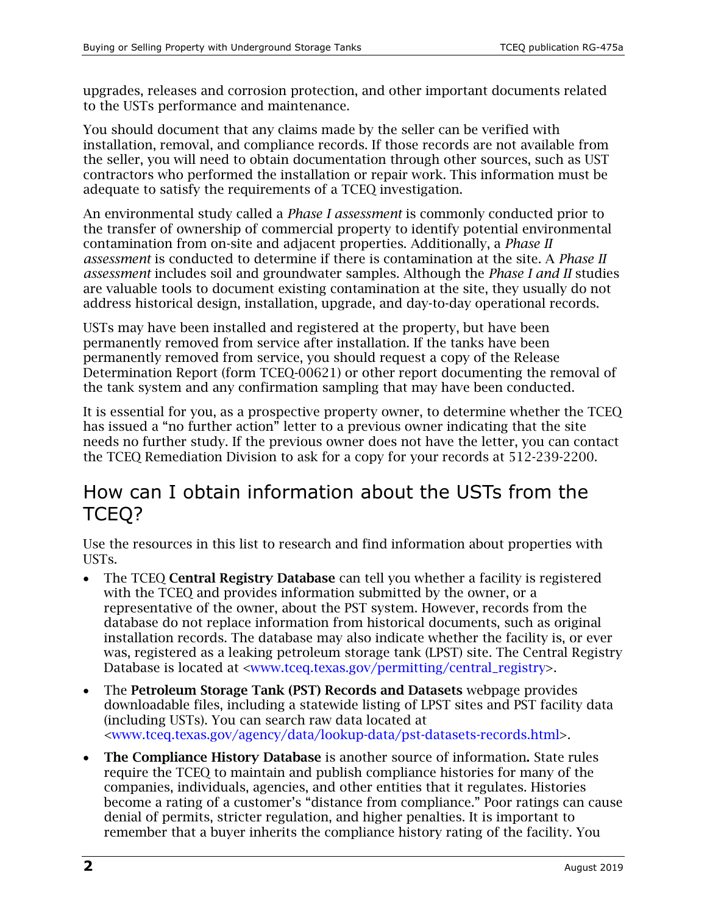upgrades, releases and corrosion protection, and other important documents related to the USTs performance and maintenance.

You should document that any claims made by the seller can be verified with installation, removal, and compliance records. If those records are not available from the seller, you will need to obtain documentation through other sources, such as UST contractors who performed the installation or repair work. This information must be adequate to satisfy the requirements of a TCEQ investigation.

An environmental study called a *Phase I assessment* is commonly conducted prior to the transfer of ownership of commercial property to identify potential environmental contamination from on-site and adjacent properties. Additionally, a *Phase II assessment* is conducted to determine if there is contamination at the site. A *Phase II assessment* includes soil and groundwater samples. Although the *Phase I and II* studies are valuable tools to document existing contamination at the site, they usually do not address historical design, installation, upgrade, and day-to-day operational records.

USTs may have been installed and registered at the property, but have been permanently removed from service after installation. If the tanks have been permanently removed from service, you should request a copy of the Release Determination Report (form TCEQ-00621) or other report documenting the removal of the tank system and any confirmation sampling that may have been conducted.

It is essential for you, as a prospective property owner, to determine whether the TCEQ has issued a "no further action" letter to a previous owner indicating that the site needs no further study. If the previous owner does not have the letter, you can contact the TCEQ Remediation Division to ask for a copy for your records at 512-239-2200.

## How can I obtain information about the USTs from the TCEQ?

Use the resources in this list to research and find information about properties with USTs.

- The TCEQ **Central Registry Database** can tell you whether a facility is registered with the TCEQ and provides information submitted by the owner, or a representative of the owner, about the PST system. However, records from the database do not replace information from historical documents, such as original installation records. The database may also indicate whether the facility is, or ever was, registered as a leaking petroleum storage tank (LPST) site. The Central Registry Database is located at <www.tceq.texas.gov/permitting/central_registry>.
- The **Petroleum Storage Tank (PST) Records and Datasets** webpage provides downloadable files, including a statewide listing of LPST sites and PST facility data (including USTs). You can search raw data located at <www.tceq.texas.gov/agency/data/lookup-data/pst-datasets-records.html>.
- **The Compliance History Database** is another source of information**.** State rules require the TCEQ to maintain and publish compliance histories for many of the companies, individuals, agencies, and other entities that it regulates. Histories become a rating of a customer's "distance from compliance." Poor ratings can cause denial of permits, stricter regulation, and higher penalties. It is important to remember that a buyer inherits the compliance history rating of the facility. You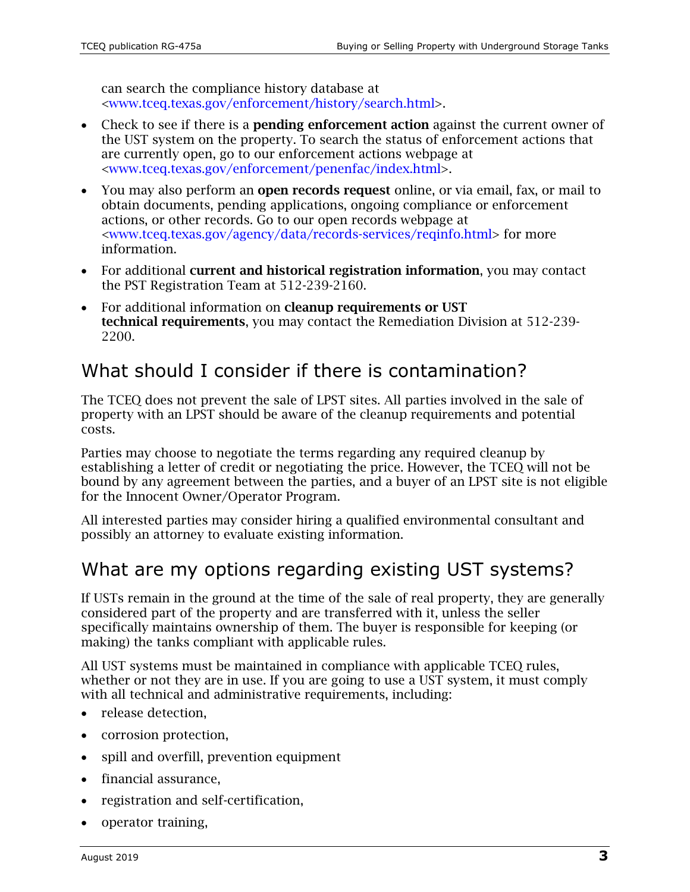can search the compliance history database at <www.tceq.texas.gov/enforcement/history/search.html>.

- Check to see if there is a **pending enforcement action** against the current owner of the UST system on the property. To search the status of enforcement actions that are currently open, go to our enforcement actions webpage at <www.tceq.texas.gov/enforcement/penenfac/index.html>.
- You may also perform an **open records request** online, or via email, fax, or mail to obtain documents, pending applications, ongoing compliance or enforcement actions, or other records. Go to our open records webpage at <www.tceq.texas.gov/agency/data/records-services/reqinfo.html> for more information.
- For additional **current and historical registration information**, you may contact the PST Registration Team at 512-239-2160.
- For additional information on **cleanup requirements or UST technical requirements**, you may contact the Remediation Division at 512-239-2200.

## What should I consider if there is contamination?

The TCEQ does not prevent the sale of LPST sites. All parties involved in the sale of property with an LPST should be aware of the cleanup requirements and potential costs.

Parties may choose to negotiate the terms regarding any required cleanup by establishing a letter of credit or negotiating the price. However, the TCEQ will not be bound by any agreement between the parties, and a buyer of an LPST site is not eligible for the Innocent Owner/Operator Program.

All interested parties may consider hiring a qualified environmental consultant and possibly an attorney to evaluate existing information.

## What are my options regarding existing UST systems?

If USTs remain in the ground at the time of the sale of real property, they are generally considered part of the property and are transferred with it, unless the seller specifically maintains ownership of them. The buyer is responsible for keeping (or making) the tanks compliant with applicable rules.

All UST systems must be maintained in compliance with applicable TCEQ rules, whether or not they are in use. If you are going to use a UST system, it must comply with all technical and administrative requirements, including:

- release detection,
- corrosion protection,
- spill and overfill, prevention equipment
- financial assurance,
- registration and self-certification,
- operator training,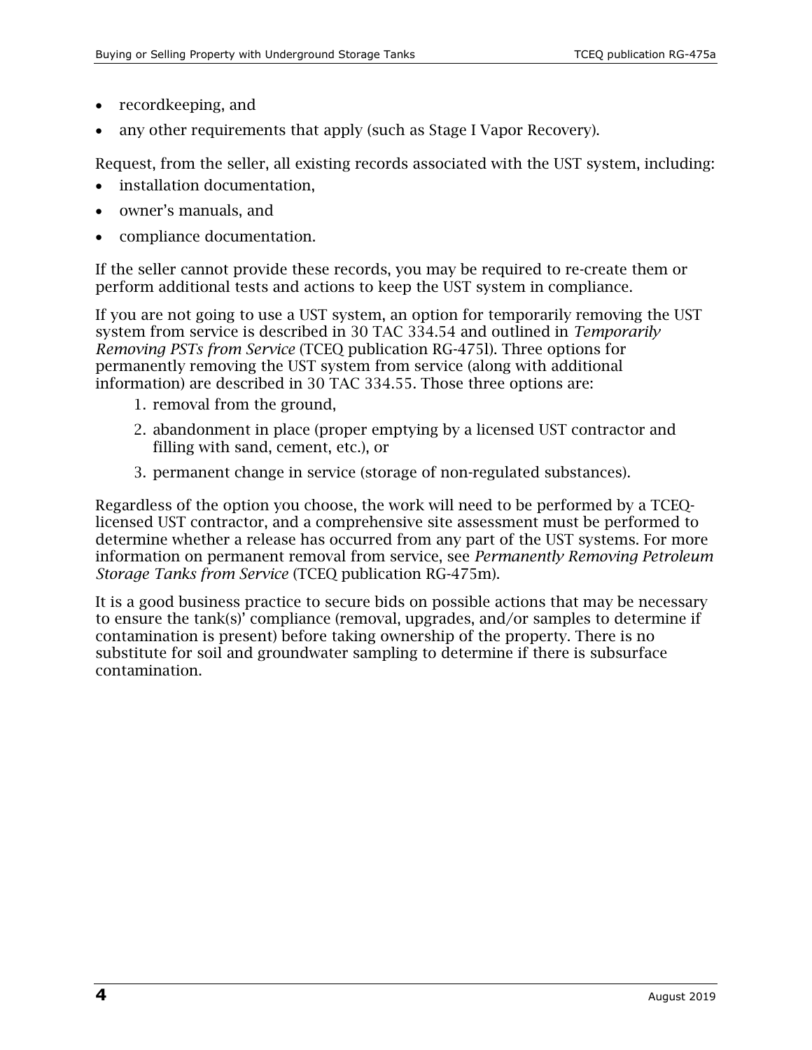- recordkeeping, and
- any other requirements that apply (such as Stage I Vapor Recovery).

Request, from the seller, all existing records associated with the UST system, including:

- installation documentation,
- owner's manuals, and
- compliance documentation.

If the seller cannot provide these records, you may be required to re-create them or perform additional tests and actions to keep the UST system in compliance.

If you are not going to use a UST system, an option for temporarily removing the UST system from service is described in 30 TAC 334.54 and outlined in *Temporarily Removing PSTs from Service* (TCEQ publication RG-475l). Three options for permanently removing the UST system from service (along with additional information) are described in 30 TAC 334.55. Those three options are:

1. removal from the ground,
2. abandonment in place (proper emptying by a licensed UST contractor and filling with sand, cement, etc.), or
3. permanent change in service (storage of non-regulated substances).

Regardless of the option you choose, the work will need to be performed by a TCEQ-licensed UST contractor, and a comprehensive site assessment must be performed to determine whether a release has occurred from any part of the UST systems. For more information on permanent removal from service, see *Permanently Removing Petroleum Storage Tanks from Service* (TCEQ publication RG-475m).

It is a good business practice to secure bids on possible actions that may be necessary to ensure the tank(s)' compliance (removal, upgrades, and/or samples to determine if contamination is present) before taking ownership of the property. There is no substitute for soil and groundwater sampling to determine if there is subsurface contamination.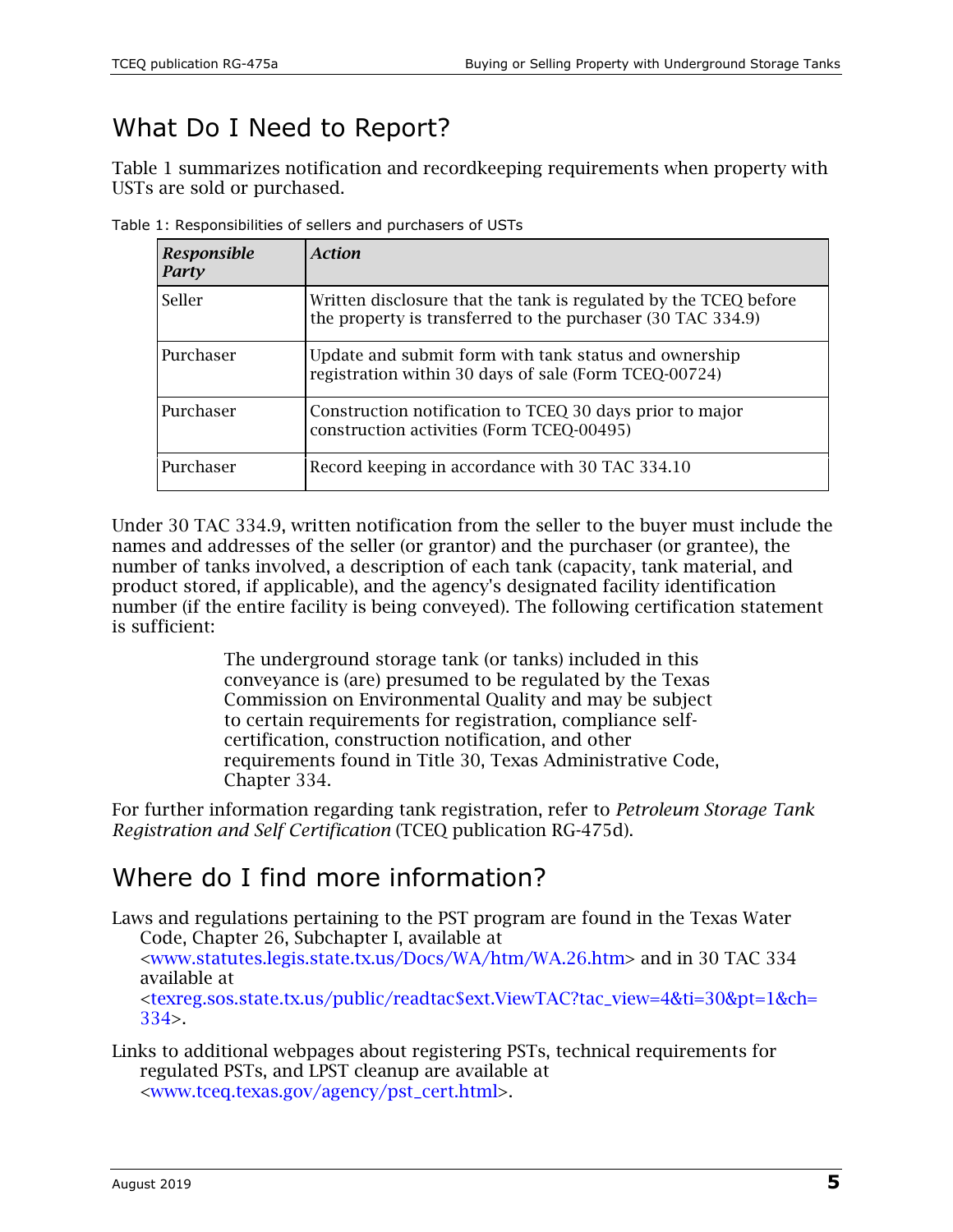## What Do I Need to Report?

Table 1 summarizes notification and recordkeeping requirements when property with USTs are sold or purchased.

Table 1: Responsibilities of sellers and purchasers of USTs

| ***Responsible Party*** | ***Action*** |
|---|---|
| Seller | Written disclosure that the tank is regulated by the TCEQ before the property is transferred to the purchaser (30 TAC 334.9) |
| Purchaser | Update and submit form with tank status and ownership registration within 30 days of sale (Form TCEQ-00724) |
| Purchaser | Construction notification to TCEQ 30 days prior to major construction activities (Form TCEQ-00495) |
| Purchaser | Record keeping in accordance with 30 TAC 334.10 |

Under 30 TAC 334.9, written notification from the seller to the buyer must include the names and addresses of the seller (or grantor) and the purchaser (or grantee), the number of tanks involved, a description of each tank (capacity, tank material, and product stored, if applicable), and the agency's designated facility identification number (if the entire facility is being conveyed). The following certification statement is sufficient:

> The underground storage tank (or tanks) included in this conveyance is (are) presumed to be regulated by the Texas Commission on Environmental Quality and may be subject to certain requirements for registration, compliance self-certification, construction notification, and other requirements found in Title 30, Texas Administrative Code, Chapter 334.

For further information regarding tank registration, refer to *Petroleum Storage Tank Registration and Self Certification* (TCEQ publication RG-475d).

## Where do I find more information?

Laws and regulations pertaining to the PST program are found in the Texas Water Code, Chapter 26, Subchapter I, available at <www.statutes.legis.state.tx.us/Docs/WA/htm/WA.26.htm> and in 30 TAC 334 available at <texreg.sos.state.tx.us/public/readtac$ext.ViewTAC?tac_view=4&ti=30&pt=1&ch=334>.

Links to additional webpages about registering PSTs, technical requirements for regulated PSTs, and LPST cleanup are available at <www.tceq.texas.gov/agency/pst_cert.html>.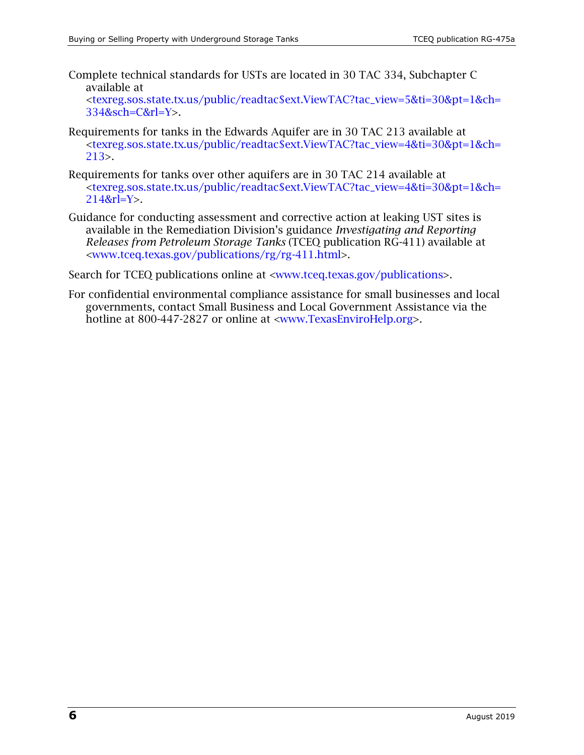Complete technical standards for USTs are located in 30 TAC 334, Subchapter C available at <texreg.sos.state.tx.us/public/readtac$ext.ViewTAC?tac_view=5&ti=30&pt=1&ch=334&sch=C&rl=Y>.

Requirements for tanks in the Edwards Aquifer are in 30 TAC 213 available at <texreg.sos.state.tx.us/public/readtac$ext.ViewTAC?tac_view=4&ti=30&pt=1&ch=213>.

Requirements for tanks over other aquifers are in 30 TAC 214 available at <texreg.sos.state.tx.us/public/readtac$ext.ViewTAC?tac_view=4&ti=30&pt=1&ch=214&rl=Y>.

Guidance for conducting assessment and corrective action at leaking UST sites is available in the Remediation Division's guidance *Investigating and Reporting Releases from Petroleum Storage Tanks* (TCEQ publication RG-411) available at <www.tceq.texas.gov/publications/rg/rg-411.html>.

Search for TCEQ publications online at <www.tceq.texas.gov/publications>.

For confidential environmental compliance assistance for small businesses and local governments, contact Small Business and Local Government Assistance via the hotline at 800-447-2827 or online at <www.TexasEnviroHelp.org>.